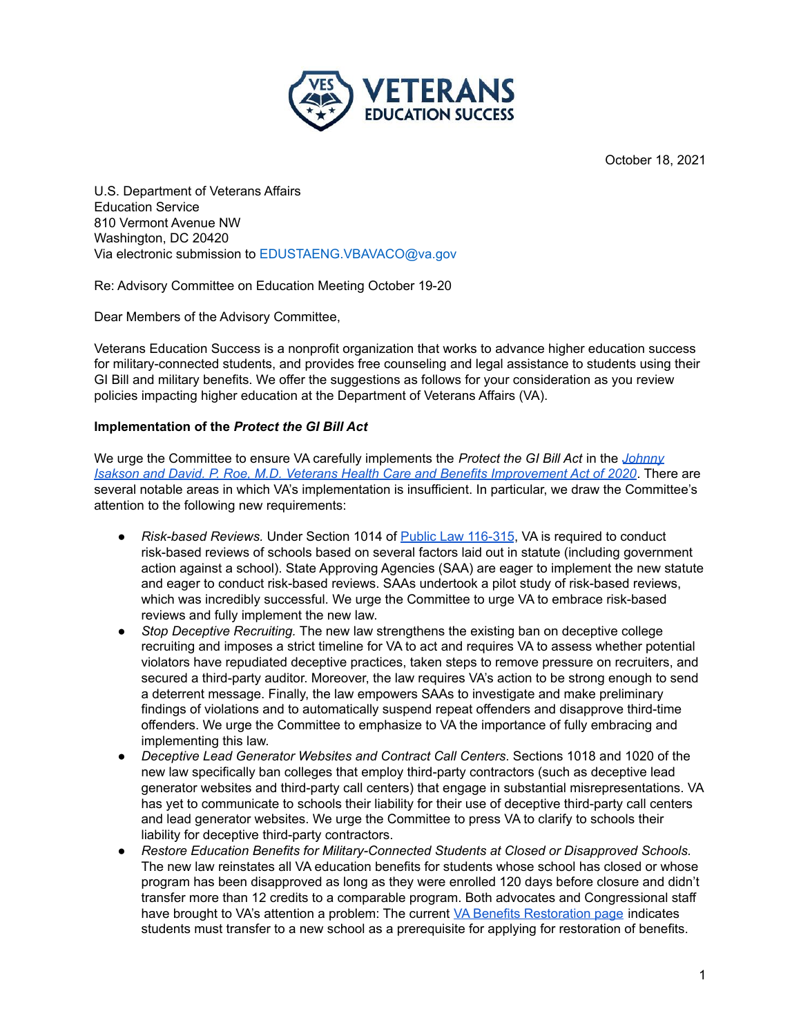October 18, 2021

U.S. Department of Veterans Affairs
Education Service
810 Vermont Avenue NW
Washington, DC 20420
Via electronic submission to EDUSTAENG.VBAVACO@va.gov

Re: Advisory Committee on Education Meeting October 19-20

Dear Members of the Advisory Committee,

Veterans Education Success is a nonprofit organization that works to advance higher education success for military-connected students, and provides free counseling and legal assistance to students using their GI Bill and military benefits. We offer the suggestions as follows for your consideration as you review policies impacting higher education at the Department of Veterans Affairs (VA).

**Implementation of the *Protect the GI Bill Act***

We urge the Committee to ensure VA carefully implements the *Protect the GI Bill Act* in the *Johnny Isakson and David. P. Roe, M.D. Veterans Health Care and Benefits Improvement Act of 2020*. There are several notable areas in which VA's implementation is insufficient. In particular, we draw the Committee's attention to the following new requirements:

- *Risk-based Reviews.* Under Section 1014 of Public Law 116-315, VA is required to conduct risk-based reviews of schools based on several factors laid out in statute (including government action against a school). State Approving Agencies (SAA) are eager to implement the new statute and eager to conduct risk-based reviews. SAAs undertook a pilot study of risk-based reviews, which was incredibly successful. We urge the Committee to urge VA to embrace risk-based reviews and fully implement the new law.
- *Stop Deceptive Recruiting.* The new law strengthens the existing ban on deceptive college recruiting and imposes a strict timeline for VA to act and requires VA to assess whether potential violators have repudiated deceptive practices, taken steps to remove pressure on recruiters, and secured a third-party auditor. Moreover, the law requires VA's action to be strong enough to send a deterrent message. Finally, the law empowers SAAs to investigate and make preliminary findings of violations and to automatically suspend repeat offenders and disapprove third-time offenders. We urge the Committee to emphasize to VA the importance of fully embracing and implementing this law.
- *Deceptive Lead Generator Websites and Contract Call Centers*. Sections 1018 and 1020 of the new law specifically ban colleges that employ third-party contractors (such as deceptive lead generator websites and third-party call centers) that engage in substantial misrepresentations. VA has yet to communicate to schools their liability for their use of deceptive third-party call centers and lead generator websites. We urge the Committee to press VA to clarify to schools their liability for deceptive third-party contractors.
- *Restore Education Benefits for Military-Connected Students at Closed or Disapproved Schools.* The new law reinstates all VA education benefits for students whose school has closed or whose program has been disapproved as long as they were enrolled 120 days before closure and didn't transfer more than 12 credits to a comparable program. Both advocates and Congressional staff have brought to VA's attention a problem: The current VA Benefits Restoration page indicates students must transfer to a new school as a prerequisite for applying for restoration of benefits.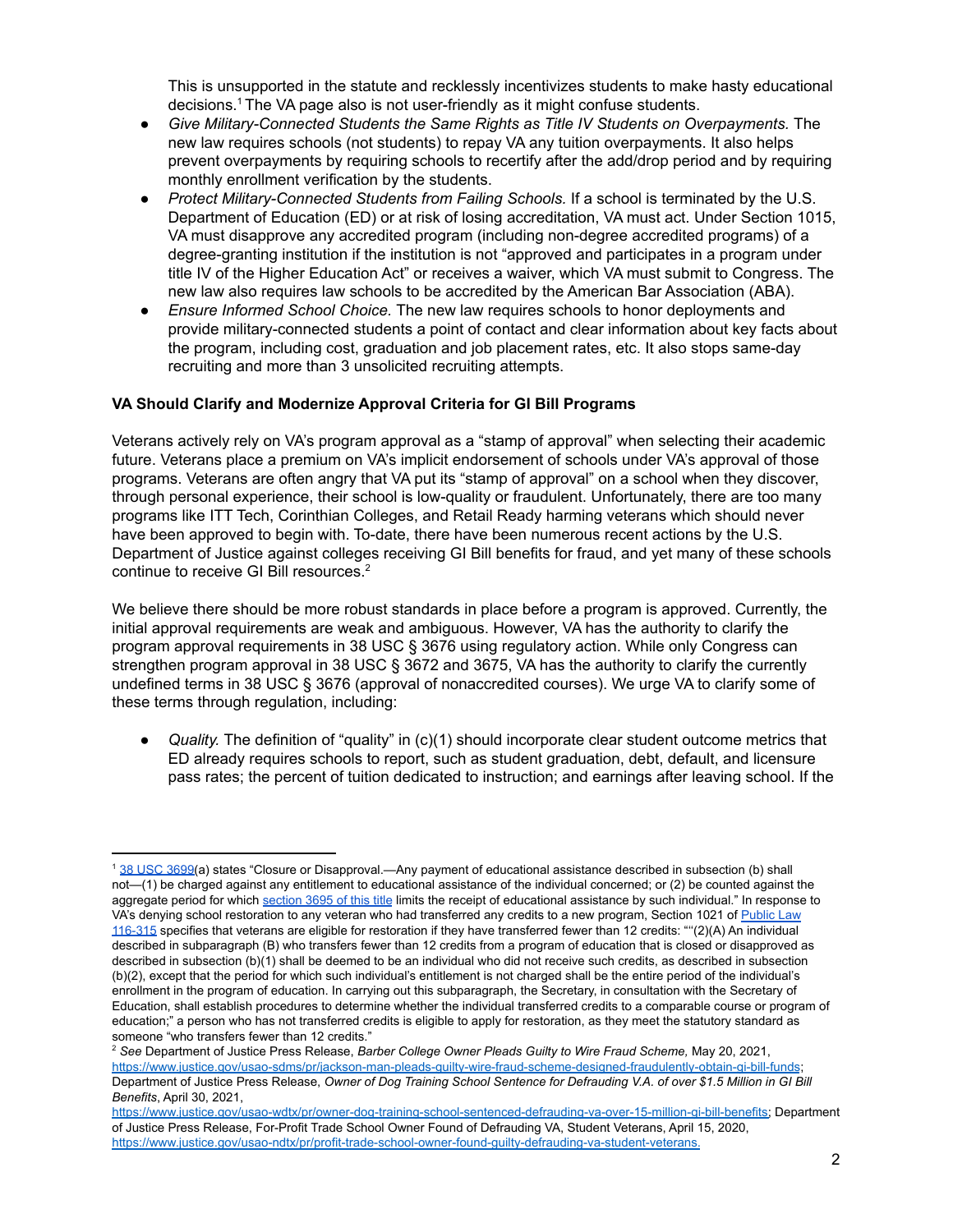This is unsupported in the statute and recklessly incentivizes students to make hasty educational decisions.[1] The VA page also is not user-friendly as it might confuse students.

- *Give Military-Connected Students the Same Rights as Title IV Students on Overpayments.* The new law requires schools (not students) to repay VA any tuition overpayments. It also helps prevent overpayments by requiring schools to recertify after the add/drop period and by requiring monthly enrollment verification by the students.
- *Protect Military-Connected Students from Failing Schools.* If a school is terminated by the U.S. Department of Education (ED) or at risk of losing accreditation, VA must act. Under Section 1015, VA must disapprove any accredited program (including non-degree accredited programs) of a degree-granting institution if the institution is not "approved and participates in a program under title IV of the Higher Education Act" or receives a waiver, which VA must submit to Congress. The new law also requires law schools to be accredited by the American Bar Association (ABA).
- *Ensure Informed School Choice.* The new law requires schools to honor deployments and provide military-connected students a point of contact and clear information about key facts about the program, including cost, graduation and job placement rates, etc. It also stops same-day recruiting and more than 3 unsolicited recruiting attempts.

**VA Should Clarify and Modernize Approval Criteria for GI Bill Programs**

Veterans actively rely on VA's program approval as a "stamp of approval" when selecting their academic future. Veterans place a premium on VA's implicit endorsement of schools under VA's approval of those programs. Veterans are often angry that VA put its "stamp of approval" on a school when they discover, through personal experience, their school is low-quality or fraudulent. Unfortunately, there are too many programs like ITT Tech, Corinthian Colleges, and Retail Ready harming veterans which should never have been approved to begin with. To-date, there have been numerous recent actions by the U.S. Department of Justice against colleges receiving GI Bill benefits for fraud, and yet many of these schools continue to receive GI Bill resources.[2]

We believe there should be more robust standards in place before a program is approved. Currently, the initial approval requirements are weak and ambiguous. However, VA has the authority to clarify the program approval requirements in 38 USC § 3676 using regulatory action. While only Congress can strengthen program approval in 38 USC § 3672 and 3675, VA has the authority to clarify the currently undefined terms in 38 USC § 3676 (approval of nonaccredited courses). We urge VA to clarify some of these terms through regulation, including:

- *Quality.* The definition of "quality" in (c)(1) should incorporate clear student outcome metrics that ED already requires schools to report, such as student graduation, debt, default, and licensure pass rates; the percent of tuition dedicated to instruction; and earnings after leaving school. If the

---

[1] 38 USC 3699(a) states "Closure or Disapproval.—Any payment of educational assistance described in subsection (b) shall not—(1) be charged against any entitlement to educational assistance of the individual concerned; or (2) be counted against the aggregate period for which section 3695 of this title limits the receipt of educational assistance by such individual." In response to VA's denying school restoration to any veteran who had transferred any credits to a new program, Section 1021 of Public Law 116-315 specifies that veterans are eligible for restoration if they have transferred fewer than 12 credits: ""(2)(A) An individual described in subparagraph (B) who transfers fewer than 12 credits from a program of education that is closed or disapproved as described in subsection (b)(1) shall be deemed to be an individual who did not receive such credits, as described in subsection (b)(2), except that the period for which such individual's entitlement is not charged shall be the entire period of the individual's enrollment in the program of education. In carrying out this subparagraph, the Secretary, in consultation with the Secretary of Education, shall establish procedures to determine whether the individual transferred credits to a comparable course or program of education;" a person who has not transferred credits is eligible to apply for restoration, as they meet the statutory standard as someone "who transfers fewer than 12 credits."

[2] *See* Department of Justice Press Release, *Barber College Owner Pleads Guilty to Wire Fraud Scheme,* May 20, 2021, https://www.justice.gov/usao-sdms/pr/jackson-man-pleads-guilty-wire-fraud-scheme-designed-fraudulently-obtain-gi-bill-funds; Department of Justice Press Release, *Owner of Dog Training School Sentence for Defrauding V.A. of over $1.5 Million in GI Bill Benefits*, April 30, 2021, https://www.justice.gov/usao-wdtx/pr/owner-dog-training-school-sentenced-defrauding-va-over-15-million-gi-bill-benefits; Department of Justice Press Release, For-Profit Trade School Owner Found of Defrauding VA, Student Veterans, April 15, 2020, https://www.justice.gov/usao-ndtx/pr/profit-trade-school-owner-found-guilty-defrauding-va-student-veterans.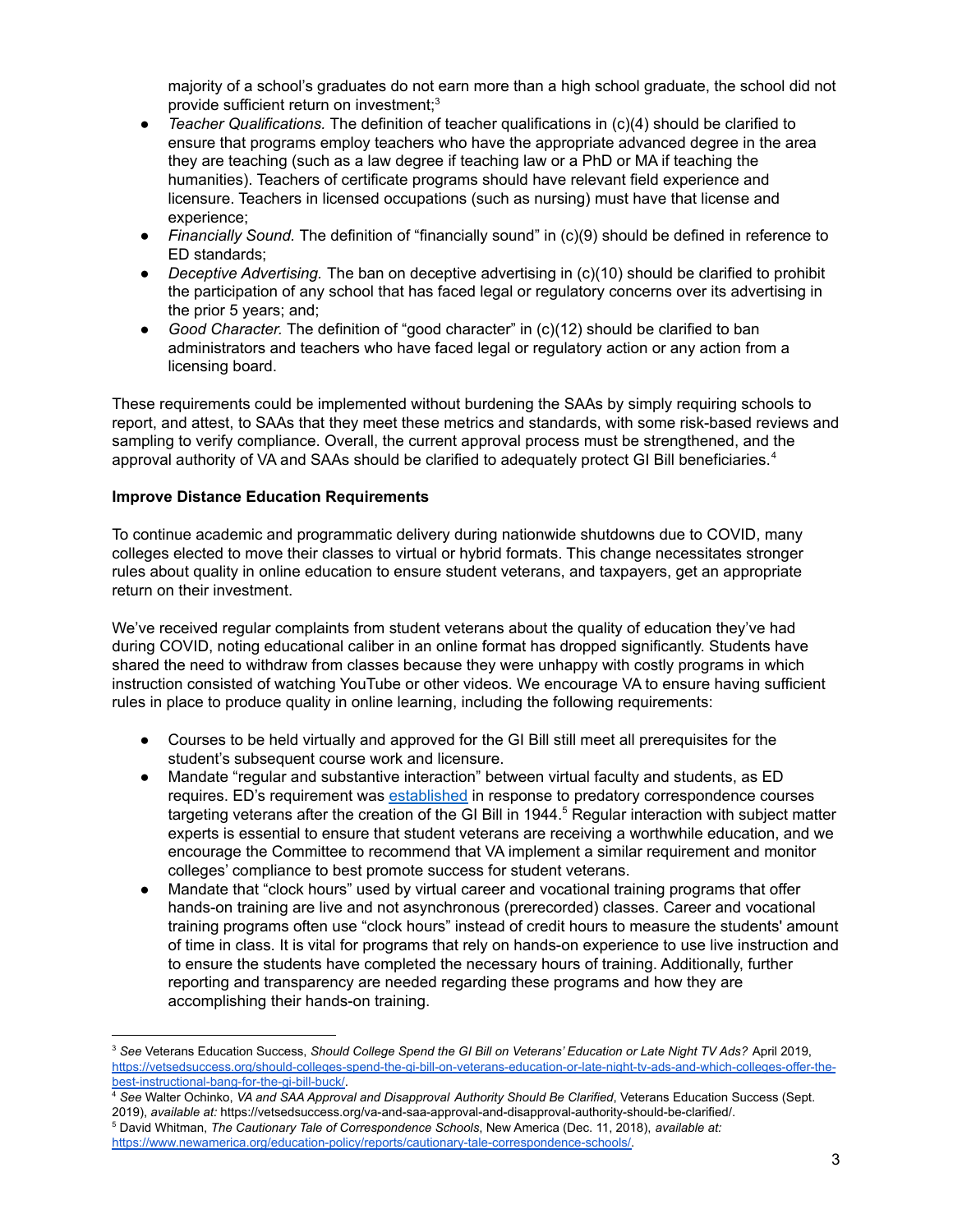majority of a school's graduates do not earn more than a high school graduate, the school did not provide sufficient return on investment;[3]

- *Teacher Qualifications.* The definition of teacher qualifications in (c)(4) should be clarified to ensure that programs employ teachers who have the appropriate advanced degree in the area they are teaching (such as a law degree if teaching law or a PhD or MA if teaching the humanities). Teachers of certificate programs should have relevant field experience and licensure. Teachers in licensed occupations (such as nursing) must have that license and experience;
- *Financially Sound.* The definition of "financially sound" in (c)(9) should be defined in reference to ED standards;
- *Deceptive Advertising.* The ban on deceptive advertising in (c)(10) should be clarified to prohibit the participation of any school that has faced legal or regulatory concerns over its advertising in the prior 5 years; and;
- *Good Character.* The definition of "good character" in (c)(12) should be clarified to ban administrators and teachers who have faced legal or regulatory action or any action from a licensing board.

These requirements could be implemented without burdening the SAAs by simply requiring schools to report, and attest, to SAAs that they meet these metrics and standards, with some risk-based reviews and sampling to verify compliance. Overall, the current approval process must be strengthened, and the approval authority of VA and SAAs should be clarified to adequately protect GI Bill beneficiaries.[4]

**Improve Distance Education Requirements**

To continue academic and programmatic delivery during nationwide shutdowns due to COVID, many colleges elected to move their classes to virtual or hybrid formats. This change necessitates stronger rules about quality in online education to ensure student veterans, and taxpayers, get an appropriate return on their investment.

We've received regular complaints from student veterans about the quality of education they've had during COVID, noting educational caliber in an online format has dropped significantly. Students have shared the need to withdraw from classes because they were unhappy with costly programs in which instruction consisted of watching YouTube or other videos. We encourage VA to ensure having sufficient rules in place to produce quality in online learning, including the following requirements:

- Courses to be held virtually and approved for the GI Bill still meet all prerequisites for the student's subsequent course work and licensure.
- Mandate "regular and substantive interaction" between virtual faculty and students, as ED requires. ED's requirement was established in response to predatory correspondence courses targeting veterans after the creation of the GI Bill in 1944.[5] Regular interaction with subject matter experts is essential to ensure that student veterans are receiving a worthwhile education, and we encourage the Committee to recommend that VA implement a similar requirement and monitor colleges' compliance to best promote success for student veterans.
- Mandate that "clock hours" used by virtual career and vocational training programs that offer hands-on training are live and not asynchronous (prerecorded) classes. Career and vocational training programs often use "clock hours" instead of credit hours to measure the students' amount of time in class. It is vital for programs that rely on hands-on experience to use live instruction and to ensure the students have completed the necessary hours of training. Additionally, further reporting and transparency are needed regarding these programs and how they are accomplishing their hands-on training.

---

[3] *See* Veterans Education Success, *Should College Spend the GI Bill on Veterans' Education or Late Night TV Ads?* April 2019, https://vetsedsuccess.org/should-colleges-spend-the-gi-bill-on-veterans-education-or-late-night-tv-ads-and-which-colleges-offer-the-best-instructional-bang-for-the-gi-bill-buck/.

[4] *See* Walter Ochinko, *VA and SAA Approval and Disapproval Authority Should Be Clarified*, Veterans Education Success (Sept. 2019), *available at:* https://vetsedsuccess.org/va-and-saa-approval-and-disapproval-authority-should-be-clarified/.

[5] David Whitman, *The Cautionary Tale of Correspondence Schools*, New America (Dec. 11, 2018), *available at:* https://www.newamerica.org/education-policy/reports/cautionary-tale-correspondence-schools/.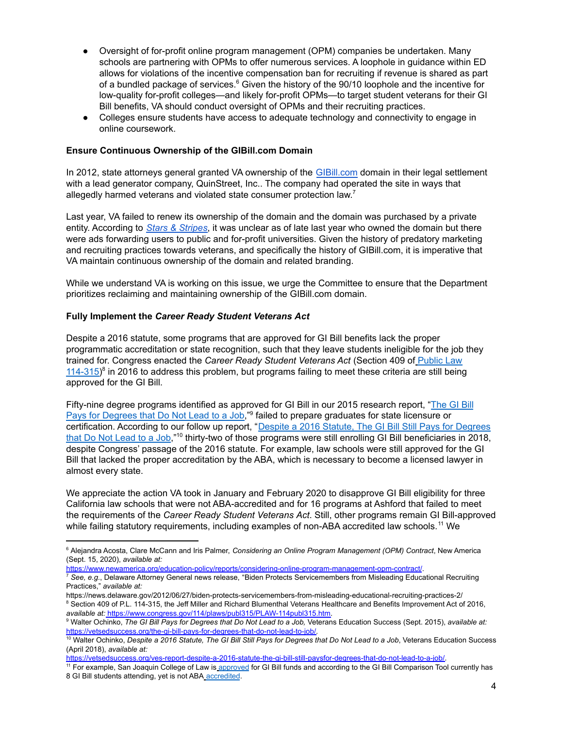- Oversight of for-profit online program management (OPM) companies be undertaken. Many schools are partnering with OPMs to offer numerous services. A loophole in guidance within ED allows for violations of the incentive compensation ban for recruiting if revenue is shared as part of a bundled package of services.[6] Given the history of the 90/10 loophole and the incentive for low-quality for-profit colleges—and likely for-profit OPMs—to target student veterans for their GI Bill benefits, VA should conduct oversight of OPMs and their recruiting practices.
- Colleges ensure students have access to adequate technology and connectivity to engage in online coursework.

**Ensure Continuous Ownership of the GIBill.com Domain**

In 2012, state attorneys general granted VA ownership of the GIBill.com domain in their legal settlement with a lead generator company, QuinStreet, Inc.. The company had operated the site in ways that allegedly harmed veterans and violated state consumer protection law.[7]

Last year, VA failed to renew its ownership of the domain and the domain was purchased by a private entity. According to *Stars & Stripes*, it was unclear as of late last year who owned the domain but there were ads forwarding users to public and for-profit universities. Given the history of predatory marketing and recruiting practices towards veterans, and specifically the history of GIBill.com, it is imperative that VA maintain continuous ownership of the domain and related branding.

While we understand VA is working on this issue, we urge the Committee to ensure that the Department prioritizes reclaiming and maintaining ownership of the GIBill.com domain.

**Fully Implement the *Career Ready Student Veterans Act***

Despite a 2016 statute, some programs that are approved for GI Bill benefits lack the proper programmatic accreditation or state recognition, such that they leave students ineligible for the job they trained for. Congress enacted the *Career Ready Student Veterans Act* (Section 409 of Public Law 114-315)[8] in 2016 to address this problem, but programs failing to meet these criteria are still being approved for the GI Bill.

Fifty-nine degree programs identified as approved for GI Bill in our 2015 research report, "The GI Bill Pays for Degrees that Do Not Lead to a Job,"[9] failed to prepare graduates for state licensure or certification. According to our follow up report, "Despite a 2016 Statute, The GI Bill Still Pays for Degrees that Do Not Lead to a Job,"[10] thirty-two of those programs were still enrolling GI Bill beneficiaries in 2018, despite Congress' passage of the 2016 statute. For example, law schools were still approved for the GI Bill that lacked the proper accreditation by the ABA, which is necessary to become a licensed lawyer in almost every state.

We appreciate the action VA took in January and February 2020 to disapprove GI Bill eligibility for three California law schools that were not ABA-accredited and for 16 programs at Ashford that failed to meet the requirements of the *Career Ready Student Veterans Act*. Still, other programs remain GI Bill-approved while failing statutory requirements, including examples of non-ABA accredited law schools.[11] We

---

[6] Alejandra Acosta, Clare McCann and Iris Palmer, *Considering an Online Program Management (OPM) Contract*, New America (Sept. 15, 2020), *available at:* https://www.newamerica.org/education-policy/reports/considering-online-program-management-opm-contract/.

[7] *See, e.g.*, Delaware Attorney General news release, "Biden Protects Servicemembers from Misleading Educational Recruiting Practices," *available at:* https://news.delaware.gov/2012/06/27/biden-protects-servicemembers-from-misleading-educational-recruiting-practices-2/

[8] Section 409 of P.L. 114-315, the Jeff Miller and Richard Blumenthal Veterans Healthcare and Benefits Improvement Act of 2016, *available at:* https://www.congress.gov/114/plaws/publ315/PLAW-114publ315.htm.

[9] Walter Ochinko, *The GI Bill Pays for Degrees that Do Not Lead to a Job,* Veterans Education Success (Sept. 2015), *available at:* https://vetsedsuccess.org/the-gi-bill-pays-for-degrees-that-do-not-lead-to-job/.

[10] Walter Ochinko, *Despite a 2016 Statute, The GI Bill Still Pays for Degrees that Do Not Lead to a Job*, Veterans Education Success (April 2018), *available at:* https://vetsedsuccess.org/ves-report-despite-a-2016-statute-the-gi-bill-still-paysfor-degrees-that-do-not-lead-to-a-job/.

[11] For example, San Joaquin College of Law is approved for GI Bill funds and according to the GI Bill Comparison Tool currently has 8 GI Bill students attending, yet is not ABA accredited.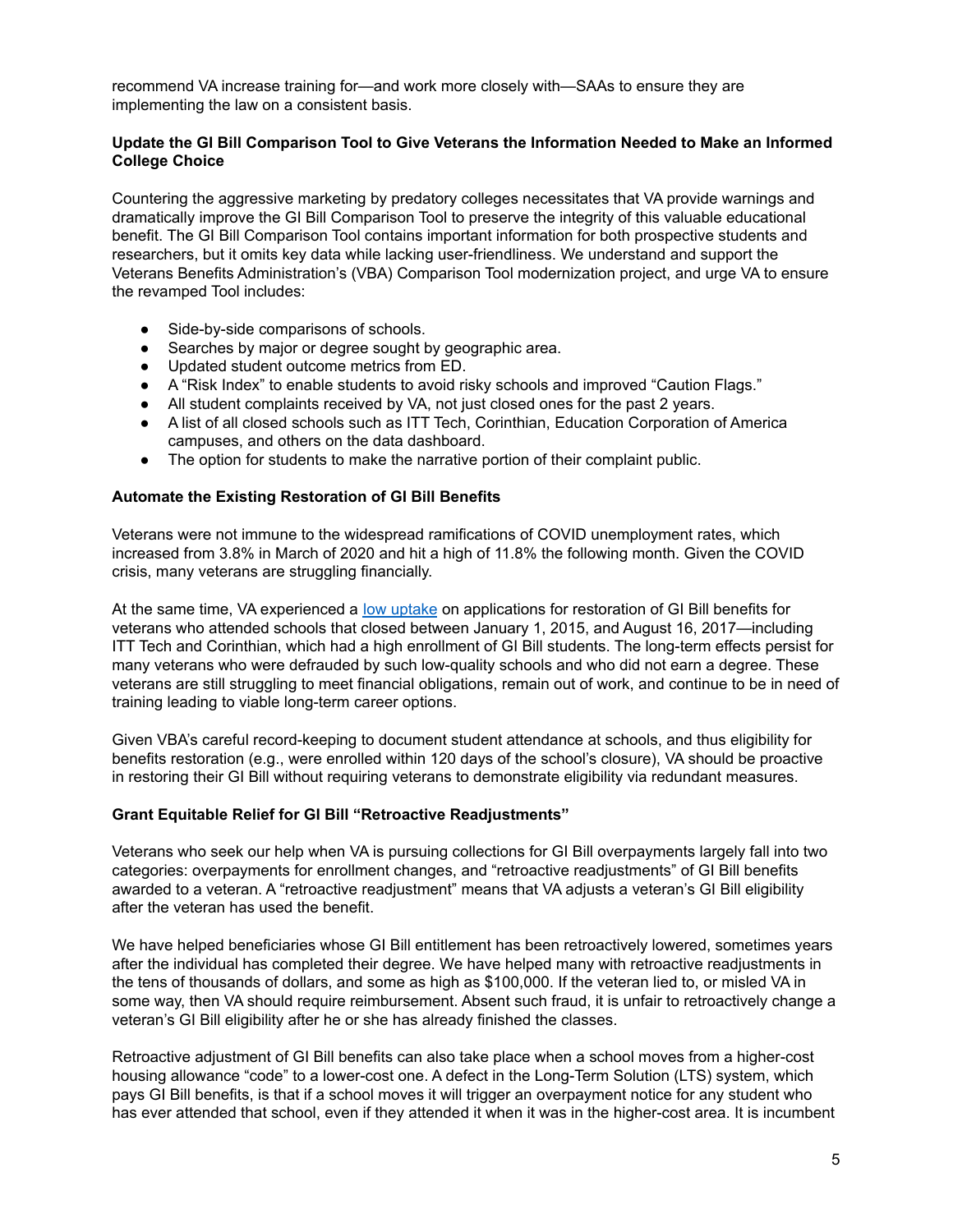recommend VA increase training for—and work more closely with—SAAs to ensure they are implementing the law on a consistent basis.

**Update the GI Bill Comparison Tool to Give Veterans the Information Needed to Make an Informed College Choice**

Countering the aggressive marketing by predatory colleges necessitates that VA provide warnings and dramatically improve the GI Bill Comparison Tool to preserve the integrity of this valuable educational benefit. The GI Bill Comparison Tool contains important information for both prospective students and researchers, but it omits key data while lacking user-friendliness. We understand and support the Veterans Benefits Administration's (VBA) Comparison Tool modernization project, and urge VA to ensure the revamped Tool includes:

- Side-by-side comparisons of schools.
- Searches by major or degree sought by geographic area.
- Updated student outcome metrics from ED.
- A "Risk Index" to enable students to avoid risky schools and improved "Caution Flags."
- All student complaints received by VA, not just closed ones for the past 2 years.
- A list of all closed schools such as ITT Tech, Corinthian, Education Corporation of America campuses, and others on the data dashboard.
- The option for students to make the narrative portion of their complaint public.

**Automate the Existing Restoration of GI Bill Benefits**

Veterans were not immune to the widespread ramifications of COVID unemployment rates, which increased from 3.8% in March of 2020 and hit a high of 11.8% the following month. Given the COVID crisis, many veterans are struggling financially.

At the same time, VA experienced a [low uptake] on applications for restoration of GI Bill benefits for veterans who attended schools that closed between January 1, 2015, and August 16, 2017—including ITT Tech and Corinthian, which had a high enrollment of GI Bill students. The long-term effects persist for many veterans who were defrauded by such low-quality schools and who did not earn a degree. These veterans are still struggling to meet financial obligations, remain out of work, and continue to be in need of training leading to viable long-term career options.

Given VBA's careful record-keeping to document student attendance at schools, and thus eligibility for benefits restoration (e.g., were enrolled within 120 days of the school's closure), VA should be proactive in restoring their GI Bill without requiring veterans to demonstrate eligibility via redundant measures.

**Grant Equitable Relief for GI Bill "Retroactive Readjustments"**

Veterans who seek our help when VA is pursuing collections for GI Bill overpayments largely fall into two categories: overpayments for enrollment changes, and "retroactive readjustments" of GI Bill benefits awarded to a veteran. A "retroactive readjustment" means that VA adjusts a veteran's GI Bill eligibility after the veteran has used the benefit.

We have helped beneficiaries whose GI Bill entitlement has been retroactively lowered, sometimes years after the individual has completed their degree. We have helped many with retroactive readjustments in the tens of thousands of dollars, and some as high as $100,000. If the veteran lied to, or misled VA in some way, then VA should require reimbursement. Absent such fraud, it is unfair to retroactively change a veteran's GI Bill eligibility after he or she has already finished the classes.

Retroactive adjustment of GI Bill benefits can also take place when a school moves from a higher-cost housing allowance "code" to a lower-cost one. A defect in the Long-Term Solution (LTS) system, which pays GI Bill benefits, is that if a school moves it will trigger an overpayment notice for any student who has ever attended that school, even if they attended it when it was in the higher-cost area. It is incumbent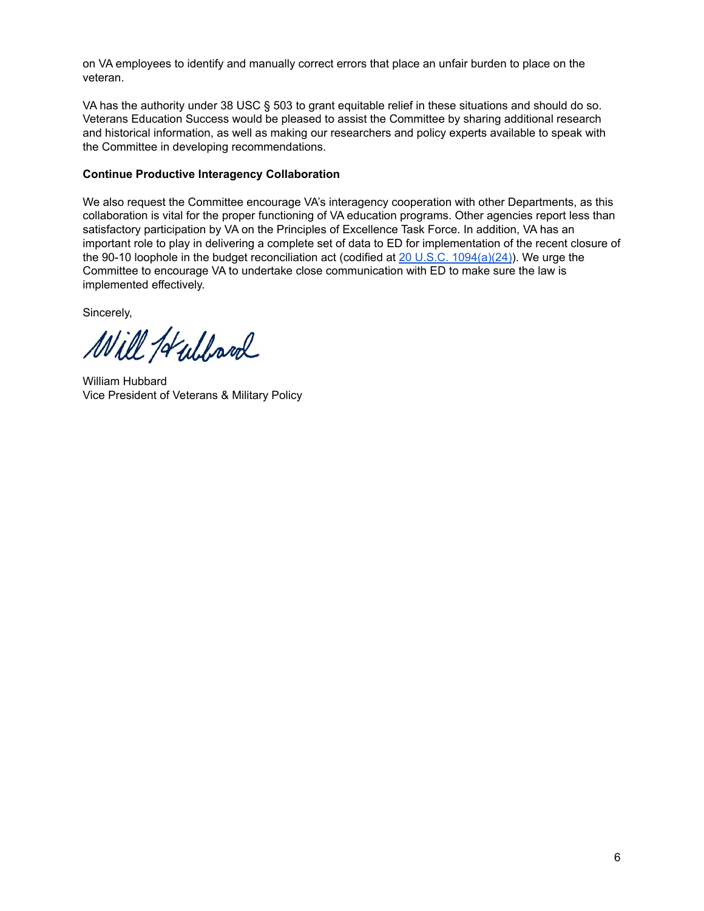on VA employees to identify and manually correct errors that place an unfair burden to place on the veteran.

VA has the authority under 38 USC § 503 to grant equitable relief in these situations and should do so. Veterans Education Success would be pleased to assist the Committee by sharing additional research and historical information, as well as making our researchers and policy experts available to speak with the Committee in developing recommendations.

**Continue Productive Interagency Collaboration**

We also request the Committee encourage VA's interagency cooperation with other Departments, as this collaboration is vital for the proper functioning of VA education programs. Other agencies report less than satisfactory participation by VA on the Principles of Excellence Task Force. In addition, VA has an important role to play in delivering a complete set of data to ED for implementation of the recent closure of the 90-10 loophole in the budget reconciliation act (codified at 20 U.S.C. 1094(a)(24)). We urge the Committee to encourage VA to undertake close communication with ED to make sure the law is implemented effectively.

Sincerely,

Will Hubbard

William Hubbard
Vice President of Veterans & Military Policy